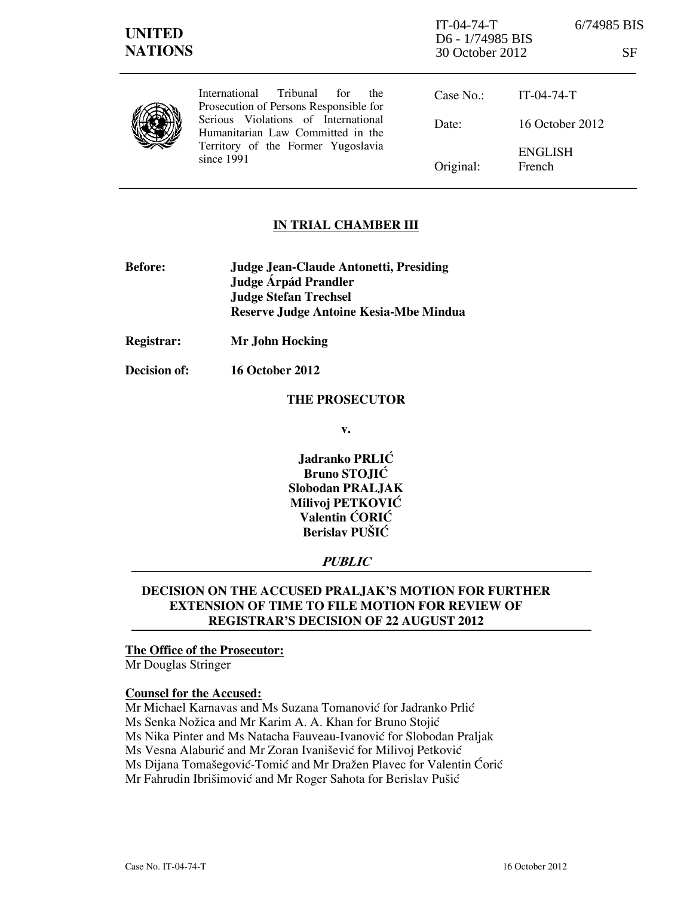**UNITED NATIONS**

IT-04-74-T 6/74985 BIS
D6 - 1/74985 BIS
30 October 2012 SF

International Tribunal for the Prosecution of Persons Responsible for Serious Violations of International Humanitarian Law Committed in the Territory of the Former Yugoslavia since 1991

| | |
|---|---|
| Case No.: | IT-04-74-T |
| Date: | 16 October 2012 |
| Original: | ENGLISH French |

## IN TRIAL CHAMBER III

**Before:** **Judge Jean-Claude Antonetti, Presiding**
**Judge Árpád Prandler**
**Judge Stefan Trechsel**
**Reserve Judge Antoine Kesia-Mbe Mindua**

**Registrar:** **Mr John Hocking**

**Decision of:** **16 October 2012**

**THE PROSECUTOR**

**v.**

**Jadranko PRLIĆ**
**Bruno STOJIĆ**
**Slobodan PRALJAK**
**Milivoj PETKOVIĆ**
**Valentin ĆORIĆ**
**Berislav PUŠIĆ**

***PUBLIC***

## DECISION ON THE ACCUSED PRALJAK'S MOTION FOR FURTHER EXTENSION OF TIME TO FILE MOTION FOR REVIEW OF REGISTRAR'S DECISION OF 22 AUGUST 2012

**The Office of the Prosecutor:**
Mr Douglas Stringer

**Counsel for the Accused:**
Mr Michael Karnavas and Ms Suzana Tomanović for Jadranko Prlić
Ms Senka Nožica and Mr Karim A. A. Khan for Bruno Stojić
Ms Nika Pinter and Ms Natacha Fauveau-Ivanović for Slobodan Praljak
Ms Vesna Alaburić and Mr Zoran Ivanišević for Milivoj Petković
Ms Dijana Tomašegović-Tomić and Mr Dražen Plavec for Valentin Ćorić
Mr Fahrudin Ibrišimović and Mr Roger Sahota for Berislav Pušić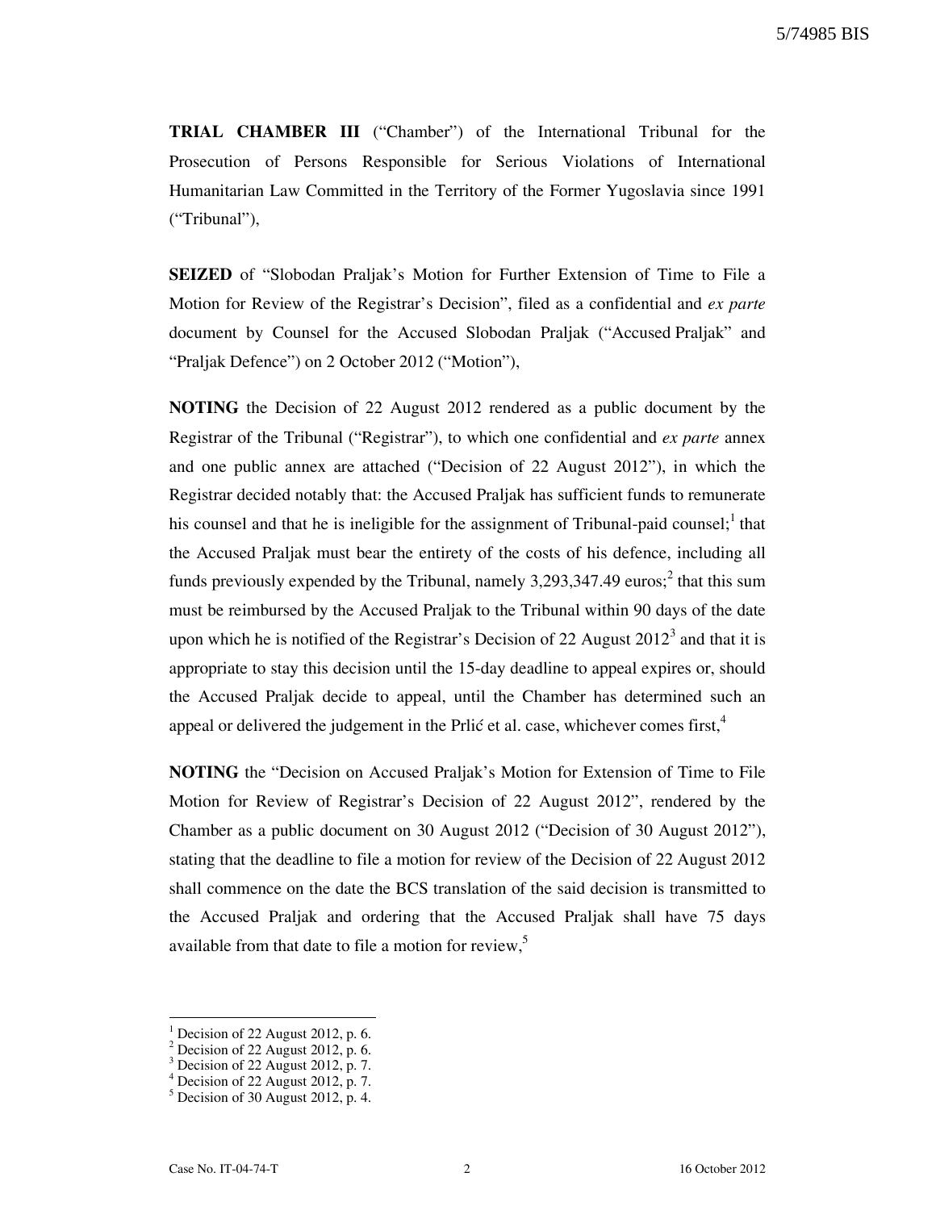**TRIAL CHAMBER III** ("Chamber") of the International Tribunal for the Prosecution of Persons Responsible for Serious Violations of International Humanitarian Law Committed in the Territory of the Former Yugoslavia since 1991 ("Tribunal"),

**SEIZED** of "Slobodan Praljak's Motion for Further Extension of Time to File a Motion for Review of the Registrar's Decision", filed as a confidential and *ex parte* document by Counsel for the Accused Slobodan Praljak ("Accused Praljak" and "Praljak Defence") on 2 October 2012 ("Motion"),

**NOTING** the Decision of 22 August 2012 rendered as a public document by the Registrar of the Tribunal ("Registrar"), to which one confidential and *ex parte* annex and one public annex are attached ("Decision of 22 August 2012"), in which the Registrar decided notably that: the Accused Praljak has sufficient funds to remunerate his counsel and that he is ineligible for the assignment of Tribunal-paid counsel;[1] that the Accused Praljak must bear the entirety of the costs of his defence, including all funds previously expended by the Tribunal, namely 3,293,347.49 euros;[2] that this sum must be reimbursed by the Accused Praljak to the Tribunal within 90 days of the date upon which he is notified of the Registrar's Decision of 22 August 2012[3] and that it is appropriate to stay this decision until the 15-day deadline to appeal expires or, should the Accused Praljak decide to appeal, until the Chamber has determined such an appeal or delivered the judgement in the Prlić et al. case, whichever comes first,[4]

**NOTING** the "Decision on Accused Praljak's Motion for Extension of Time to File Motion for Review of Registrar's Decision of 22 August 2012", rendered by the Chamber as a public document on 30 August 2012 ("Decision of 30 August 2012"), stating that the deadline to file a motion for review of the Decision of 22 August 2012 shall commence on the date the BCS translation of the said decision is transmitted to the Accused Praljak and ordering that the Accused Praljak shall have 75 days available from that date to file a motion for review,[5]

---

[1] Decision of 22 August 2012, p. 6.
[2] Decision of 22 August 2012, p. 6.
[3] Decision of 22 August 2012, p. 7.
[4] Decision of 22 August 2012, p. 7.
[5] Decision of 30 August 2012, p. 4.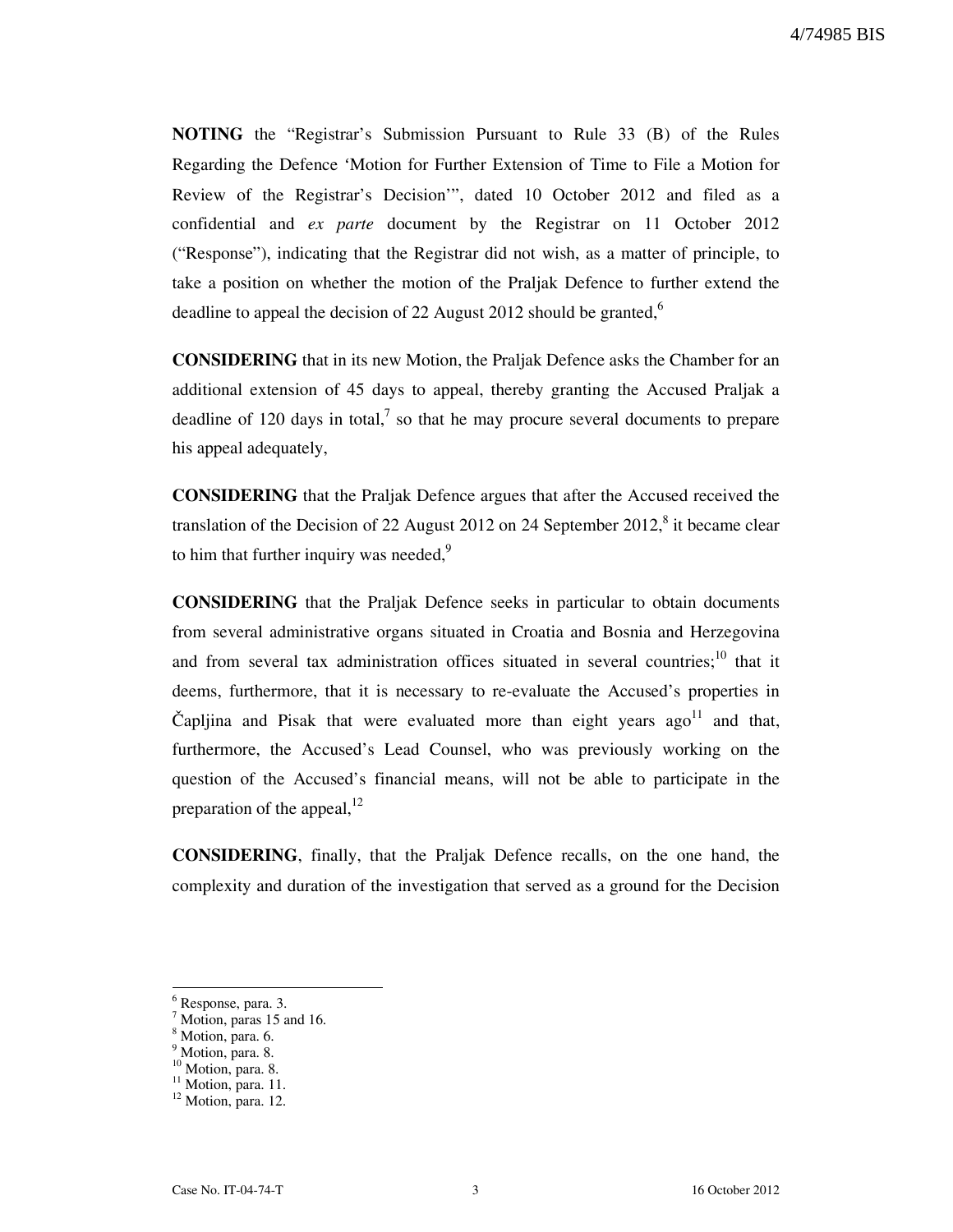**NOTING** the "Registrar's Submission Pursuant to Rule 33 (B) of the Rules Regarding the Defence 'Motion for Further Extension of Time to File a Motion for Review of the Registrar's Decision'", dated 10 October 2012 and filed as a confidential and *ex parte* document by the Registrar on 11 October 2012 ("Response"), indicating that the Registrar did not wish, as a matter of principle, to take a position on whether the motion of the Praljak Defence to further extend the deadline to appeal the decision of 22 August 2012 should be granted,[6]

**CONSIDERING** that in its new Motion, the Praljak Defence asks the Chamber for an additional extension of 45 days to appeal, thereby granting the Accused Praljak a deadline of 120 days in total,[7] so that he may procure several documents to prepare his appeal adequately,

**CONSIDERING** that the Praljak Defence argues that after the Accused received the translation of the Decision of 22 August 2012 on 24 September 2012,[8] it became clear to him that further inquiry was needed,[9]

**CONSIDERING** that the Praljak Defence seeks in particular to obtain documents from several administrative organs situated in Croatia and Bosnia and Herzegovina and from several tax administration offices situated in several countries;[10] that it deems, furthermore, that it is necessary to re-evaluate the Accused's properties in Čapljina and Pisak that were evaluated more than eight years ago[11] and that, furthermore, the Accused's Lead Counsel, who was previously working on the question of the Accused's financial means, will not be able to participate in the preparation of the appeal,[12]

**CONSIDERING**, finally, that the Praljak Defence recalls, on the one hand, the complexity and duration of the investigation that served as a ground for the Decision

---

[6] Response, para. 3.

[7] Motion, paras 15 and 16.

[8] Motion, para. 6.

[9] Motion, para. 8.

[10] Motion, para. 8.

[11] Motion, para. 11.

[12] Motion, para. 12.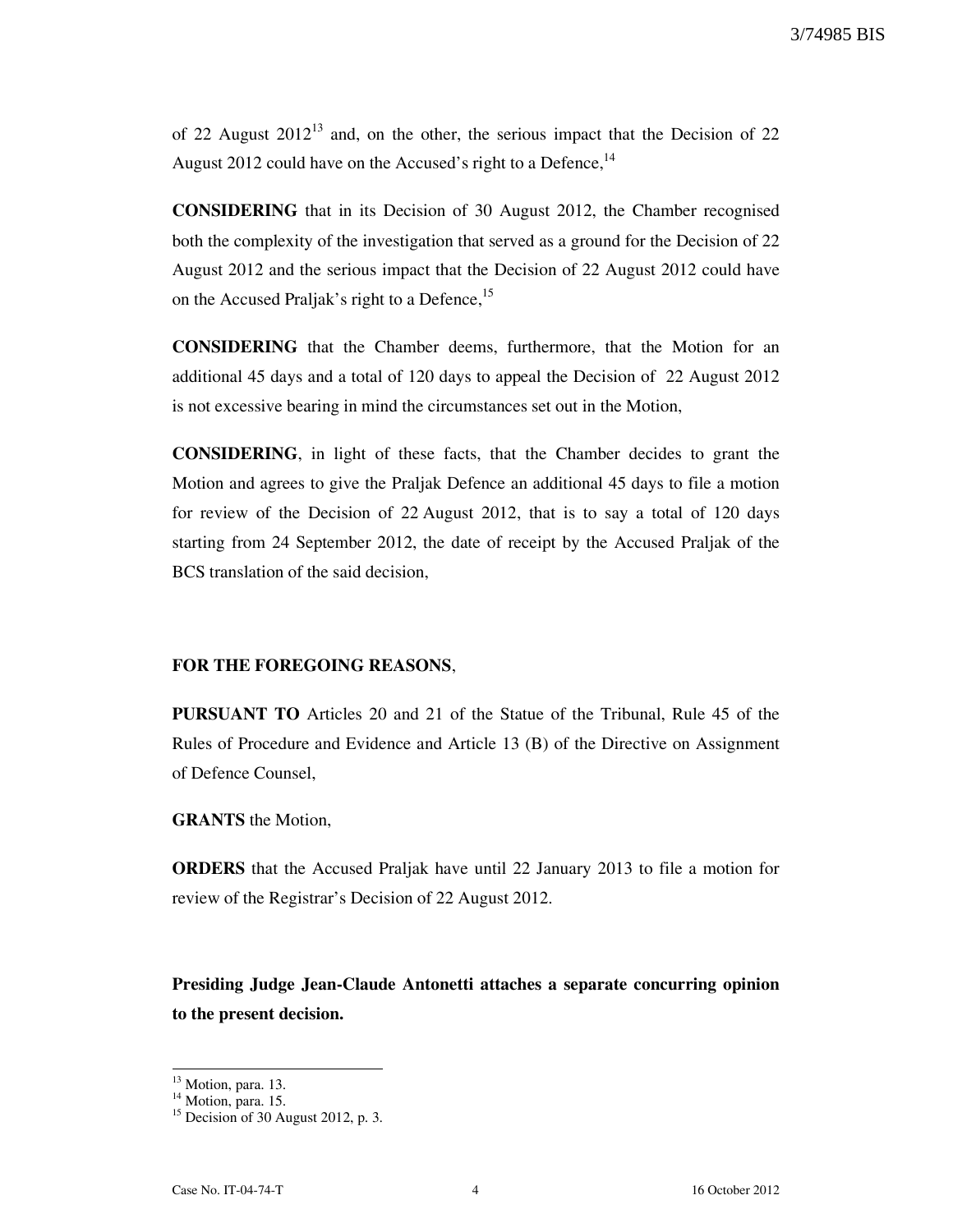of 22 August 2012[13] and, on the other, the serious impact that the Decision of 22 August 2012 could have on the Accused's right to a Defence,[14]

**CONSIDERING** that in its Decision of 30 August 2012, the Chamber recognised both the complexity of the investigation that served as a ground for the Decision of 22 August 2012 and the serious impact that the Decision of 22 August 2012 could have on the Accused Praljak's right to a Defence,[15]

**CONSIDERING** that the Chamber deems, furthermore, that the Motion for an additional 45 days and a total of 120 days to appeal the Decision of 22 August 2012 is not excessive bearing in mind the circumstances set out in the Motion,

**CONSIDERING**, in light of these facts, that the Chamber decides to grant the Motion and agrees to give the Praljak Defence an additional 45 days to file a motion for review of the Decision of 22 August 2012, that is to say a total of 120 days starting from 24 September 2012, the date of receipt by the Accused Praljak of the BCS translation of the said decision,

**FOR THE FOREGOING REASONS**,

**PURSUANT TO** Articles 20 and 21 of the Statue of the Tribunal, Rule 45 of the Rules of Procedure and Evidence and Article 13 (B) of the Directive on Assignment of Defence Counsel,

**GRANTS** the Motion,

**ORDERS** that the Accused Praljak have until 22 January 2013 to file a motion for review of the Registrar's Decision of 22 August 2012.

**Presiding Judge Jean-Claude Antonetti attaches a separate concurring opinion to the present decision.**

---

[13] Motion, para. 13.
[14] Motion, para. 15.
[15] Decision of 30 August 2012, p. 3.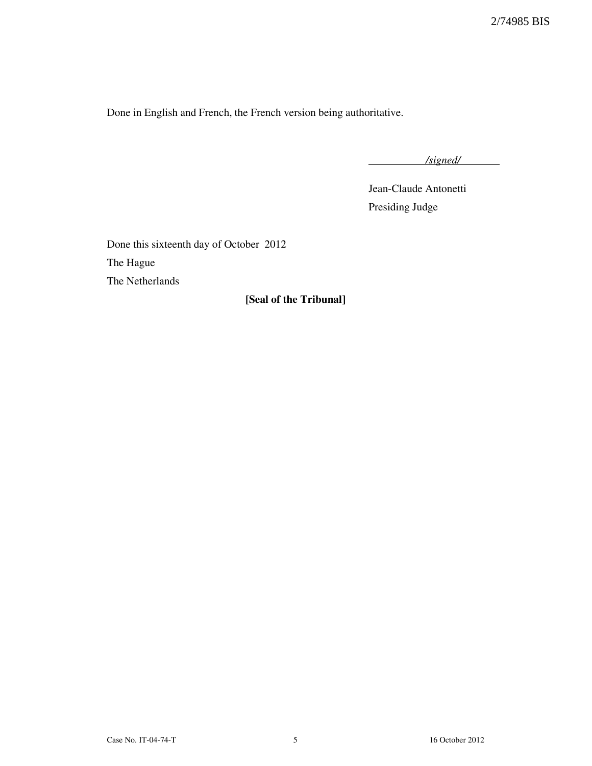Done in English and French, the French version being authoritative.

*/signed/*

Jean-Claude Antonetti

Presiding Judge

Done this sixteenth day of October 2012

The Hague

The Netherlands

**[Seal of the Tribunal]**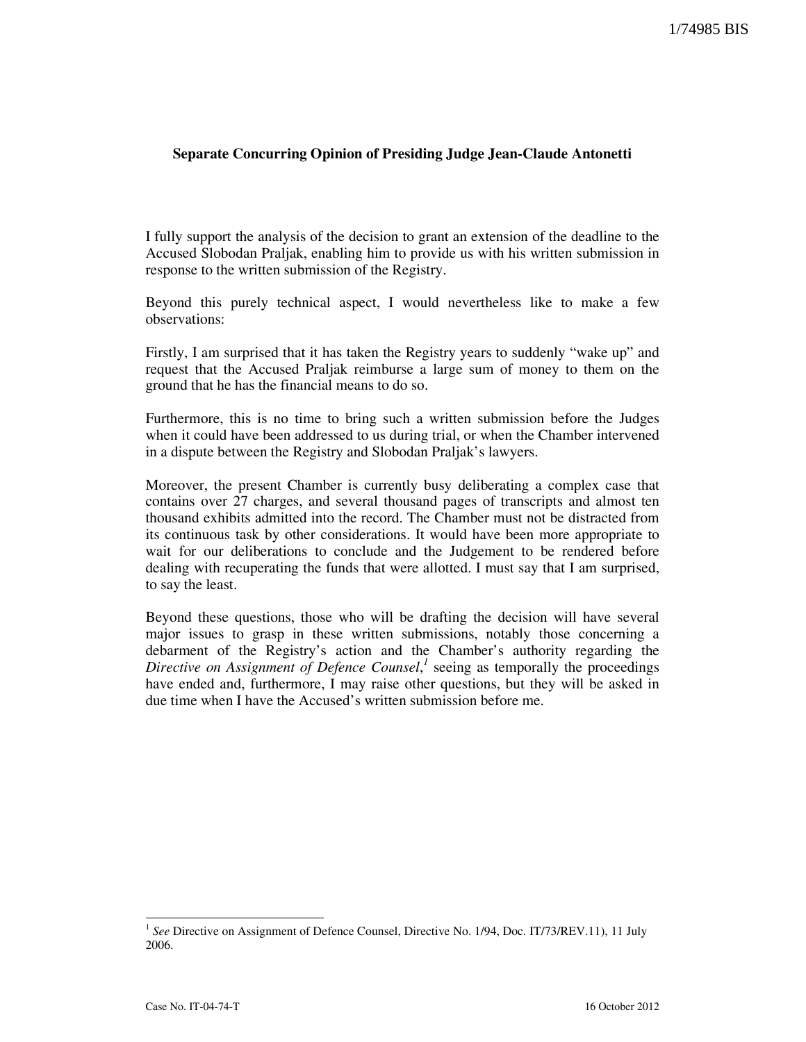**Separate Concurring Opinion of Presiding Judge Jean-Claude Antonetti**

I fully support the analysis of the decision to grant an extension of the deadline to the Accused Slobodan Praljak, enabling him to provide us with his written submission in response to the written submission of the Registry.

Beyond this purely technical aspect, I would nevertheless like to make a few observations:

Firstly, I am surprised that it has taken the Registry years to suddenly "wake up" and request that the Accused Praljak reimburse a large sum of money to them on the ground that he has the financial means to do so.

Furthermore, this is no time to bring such a written submission before the Judges when it could have been addressed to us during trial, or when the Chamber intervened in a dispute between the Registry and Slobodan Praljak's lawyers.

Moreover, the present Chamber is currently busy deliberating a complex case that contains over 27 charges, and several thousand pages of transcripts and almost ten thousand exhibits admitted into the record. The Chamber must not be distracted from its continuous task by other considerations. It would have been more appropriate to wait for our deliberations to conclude and the Judgement to be rendered before dealing with recuperating the funds that were allotted. I must say that I am surprised, to say the least.

Beyond these questions, those who will be drafting the decision will have several major issues to grasp in these written submissions, notably those concerning a debarment of the Registry's action and the Chamber's authority regarding the *Directive on Assignment of Defence Counsel*,[1] seeing as temporally the proceedings have ended and, furthermore, I may raise other questions, but they will be asked in due time when I have the Accused's written submission before me.

---

[1] *See* Directive on Assignment of Defence Counsel, Directive No. 1/94, Doc. IT/73/REV.11), 11 July 2006.